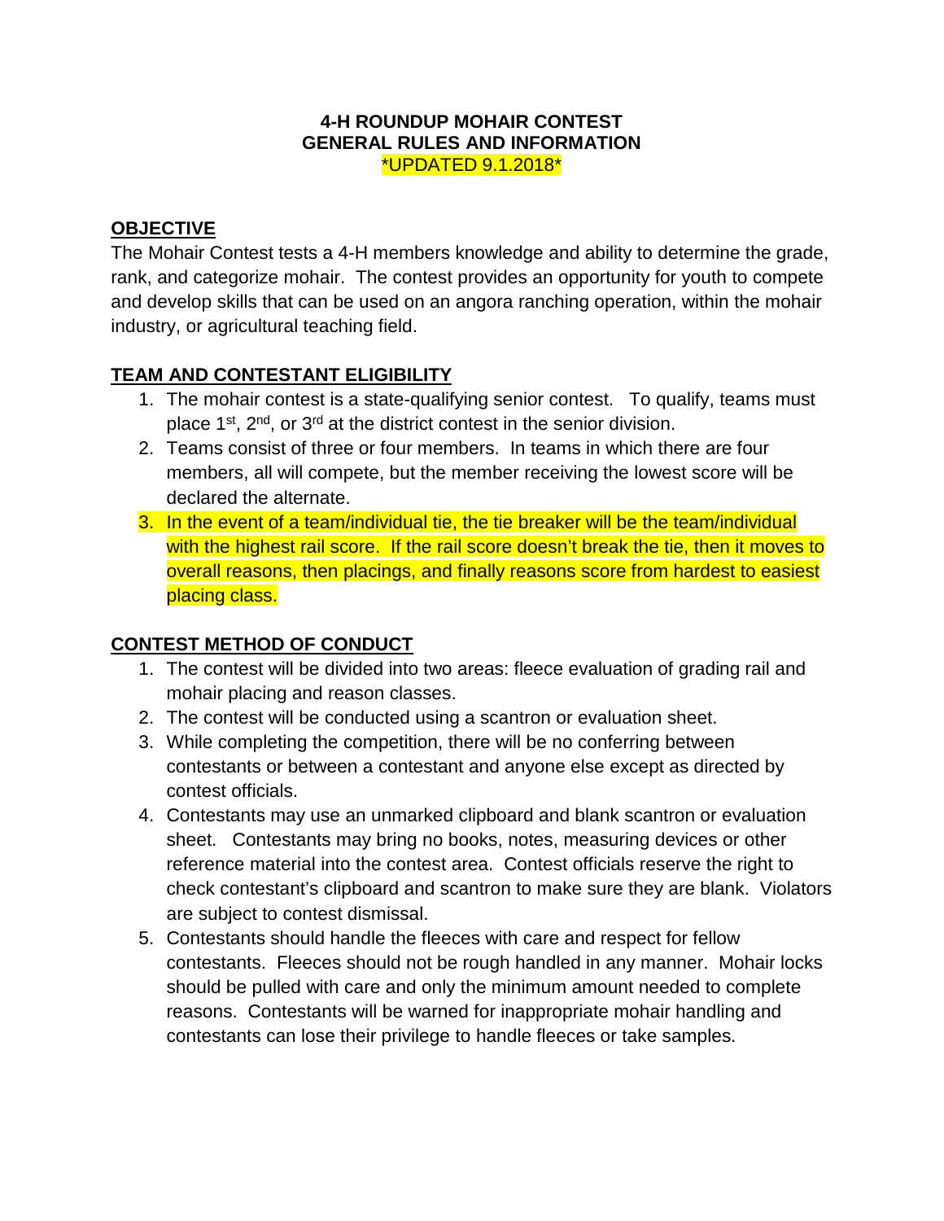# 4-H ROUNDUP MOHAIR CONTEST
# GENERAL RULES AND INFORMATION

*UPDATED 9.1.2018*

## OBJECTIVE

The Mohair Contest tests a 4-H members knowledge and ability to determine the grade, rank, and categorize mohair. The contest provides an opportunity for youth to compete and develop skills that can be used on an angora ranching operation, within the mohair industry, or agricultural teaching field.

## TEAM AND CONTESTANT ELIGIBILITY

1. The mohair contest is a state-qualifying senior contest. To qualify, teams must place 1st, 2nd, or 3rd at the district contest in the senior division.
2. Teams consist of three or four members. In teams in which there are four members, all will compete, but the member receiving the lowest score will be declared the alternate.
3. In the event of a team/individual tie, the tie breaker will be the team/individual with the highest rail score. If the rail score doesn't break the tie, then it moves to overall reasons, then placings, and finally reasons score from hardest to easiest placing class.

## CONTEST METHOD OF CONDUCT

1. The contest will be divided into two areas: fleece evaluation of grading rail and mohair placing and reason classes.
2. The contest will be conducted using a scantron or evaluation sheet.
3. While completing the competition, there will be no conferring between contestants or between a contestant and anyone else except as directed by contest officials.
4. Contestants may use an unmarked clipboard and blank scantron or evaluation sheet. Contestants may bring no books, notes, measuring devices or other reference material into the contest area. Contest officials reserve the right to check contestant's clipboard and scantron to make sure they are blank. Violators are subject to contest dismissal.
5. Contestants should handle the fleeces with care and respect for fellow contestants. Fleeces should not be rough handled in any manner. Mohair locks should be pulled with care and only the minimum amount needed to complete reasons. Contestants will be warned for inappropriate mohair handling and contestants can lose their privilege to handle fleeces or take samples.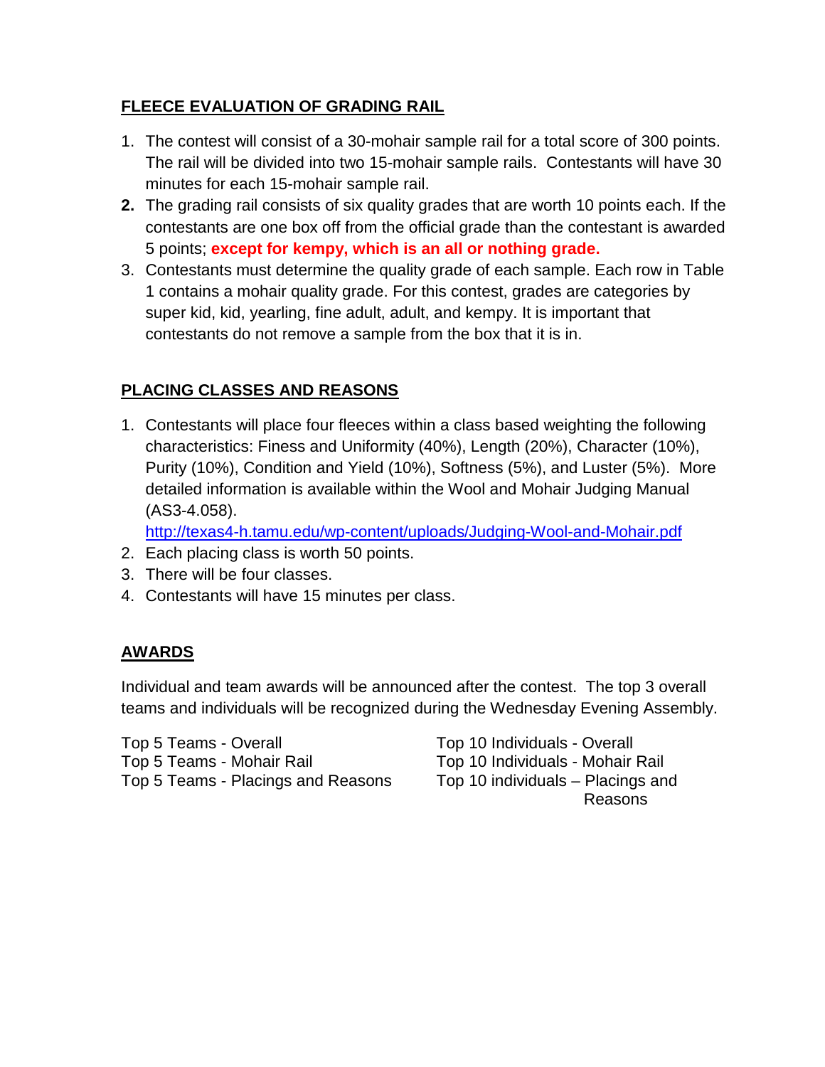## FLEECE EVALUATION OF GRADING RAIL

1. The contest will consist of a 30-mohair sample rail for a total score of 300 points. The rail will be divided into two 15-mohair sample rails. Contestants will have 30 minutes for each 15-mohair sample rail.
2. The grading rail consists of six quality grades that are worth 10 points each. If the contestants are one box off from the official grade than the contestant is awarded 5 points; **except for kempy, which is an all or nothing grade.**
3. Contestants must determine the quality grade of each sample. Each row in Table 1 contains a mohair quality grade. For this contest, grades are categories by super kid, kid, yearling, fine adult, adult, and kempy. It is important that contestants do not remove a sample from the box that it is in.

## PLACING CLASSES AND REASONS

1. Contestants will place four fleeces within a class based weighting the following characteristics: Finess and Uniformity (40%), Length (20%), Character (10%), Purity (10%), Condition and Yield (10%), Softness (5%), and Luster (5%). More detailed information is available within the Wool and Mohair Judging Manual (AS3-4.058). http://texas4-h.tamu.edu/wp-content/uploads/Judging-Wool-and-Mohair.pdf
2. Each placing class is worth 50 points.
3. There will be four classes.
4. Contestants will have 15 minutes per class.

## AWARDS

Individual and team awards will be announced after the contest. The top 3 overall teams and individuals will be recognized during the Wednesday Evening Assembly.

Top 5 Teams - Overall
Top 5 Teams - Mohair Rail
Top 5 Teams - Placings and Reasons

Top 10 Individuals - Overall
Top 10 Individuals - Mohair Rail
Top 10 individuals – Placings and Reasons